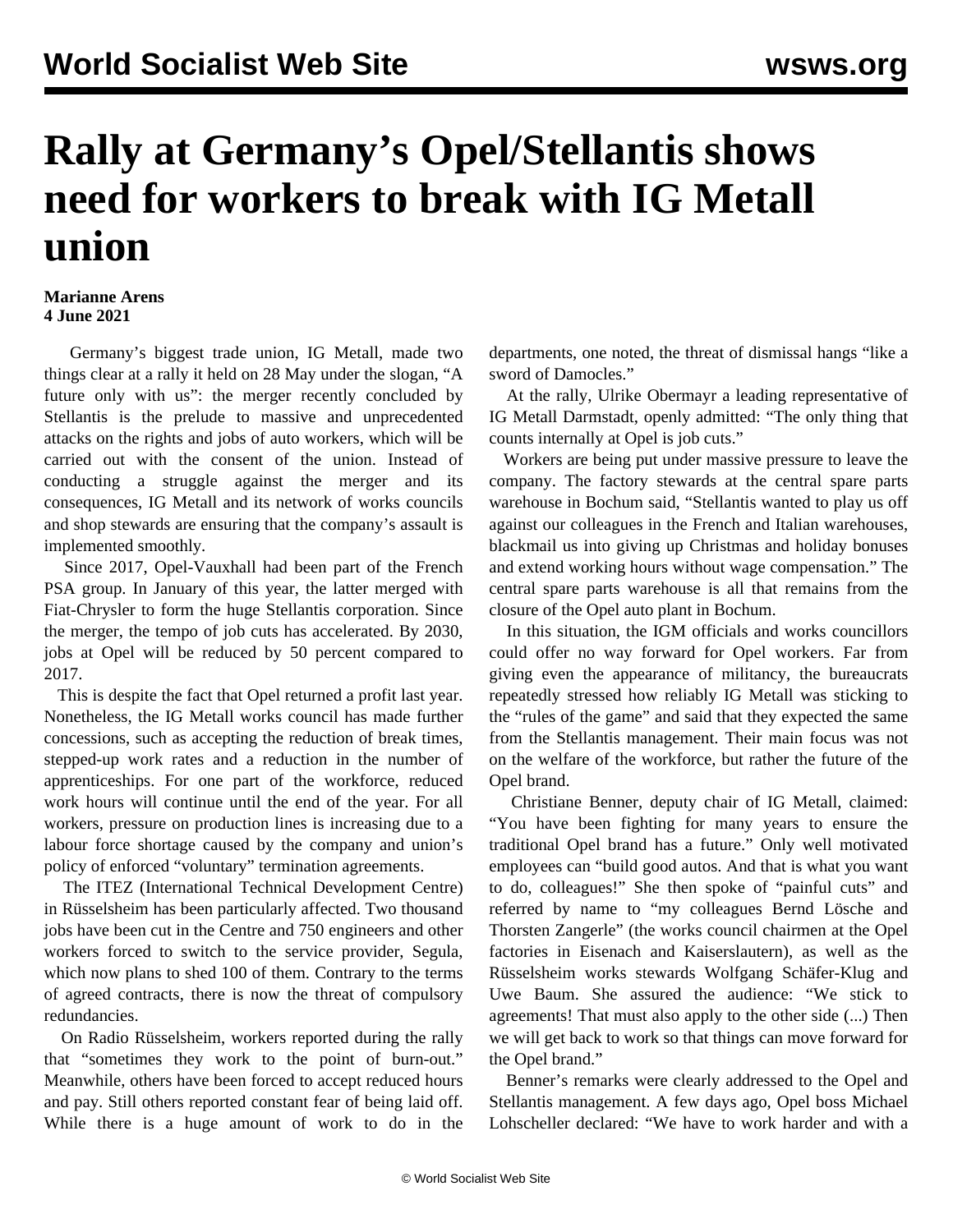# Rally at Germany’s Opel/Stellantis shows need for workers to break with IG Metall union

**Marianne Arens**
**4 June 2021**

Germany’s biggest trade union, IG Metall, made two things clear at a rally it held on 28 May under the slogan, “A future only with us”: the merger recently concluded by Stellantis is the prelude to massive and unprecedented attacks on the rights and jobs of auto workers, which will be carried out with the consent of the union. Instead of conducting a struggle against the merger and its consequences, IG Metall and its network of works councils and shop stewards are ensuring that the company’s assault is implemented smoothly.

Since 2017, Opel-Vauxhall had been part of the French PSA group. In January of this year, the latter merged with Fiat-Chrysler to form the huge Stellantis corporation. Since the merger, the tempo of job cuts has accelerated. By 2030, jobs at Opel will be reduced by 50 percent compared to 2017.

This is despite the fact that Opel returned a profit last year. Nonetheless, the IG Metall works council has made further concessions, such as accepting the reduction of break times, stepped-up work rates and a reduction in the number of apprenticeships. For one part of the workforce, reduced work hours will continue until the end of the year. For all workers, pressure on production lines is increasing due to a labour force shortage caused by the company and union’s policy of enforced “voluntary” termination agreements.

The ITEZ (International Technical Development Centre) in Rüsselsheim has been particularly affected. Two thousand jobs have been cut in the Centre and 750 engineers and other workers forced to switch to the service provider, Segula, which now plans to shed 100 of them. Contrary to the terms of agreed contracts, there is now the threat of compulsory redundancies.

On Radio Rüsselsheim, workers reported during the rally that “sometimes they work to the point of burn-out.” Meanwhile, others have been forced to accept reduced hours and pay. Still others reported constant fear of being laid off. While there is a huge amount of work to do in the departments, one noted, the threat of dismissal hangs “like a sword of Damocles.”

At the rally, Ulrike Obermayr a leading representative of IG Metall Darmstadt, openly admitted: “The only thing that counts internally at Opel is job cuts.”

Workers are being put under massive pressure to leave the company. The factory stewards at the central spare parts warehouse in Bochum said, “Stellantis wanted to play us off against our colleagues in the French and Italian warehouses, blackmail us into giving up Christmas and holiday bonuses and extend working hours without wage compensation.” The central spare parts warehouse is all that remains from the closure of the Opel auto plant in Bochum.

In this situation, the IGM officials and works councillors could offer no way forward for Opel workers. Far from giving even the appearance of militancy, the bureaucrats repeatedly stressed how reliably IG Metall was sticking to the “rules of the game” and said that they expected the same from the Stellantis management. Their main focus was not on the welfare of the workforce, but rather the future of the Opel brand.

Christiane Benner, deputy chair of IG Metall, claimed: “You have been fighting for many years to ensure the traditional Opel brand has a future.” Only well motivated employees can “build good autos. And that is what you want to do, colleagues!” She then spoke of “painful cuts” and referred by name to “my colleagues Bernd Lösche and Thorsten Zangerle” (the works council chairmen at the Opel factories in Eisenach and Kaiserslautern), as well as the Rüsselsheim works stewards Wolfgang Schäfer-Klug and Uwe Baum. She assured the audience: “We stick to agreements! That must also apply to the other side (...) Then we will get back to work so that things can move forward for the Opel brand.”

Benner’s remarks were clearly addressed to the Opel and Stellantis management. A few days ago, Opel boss Michael Lohscheller declared: “We have to work harder and with a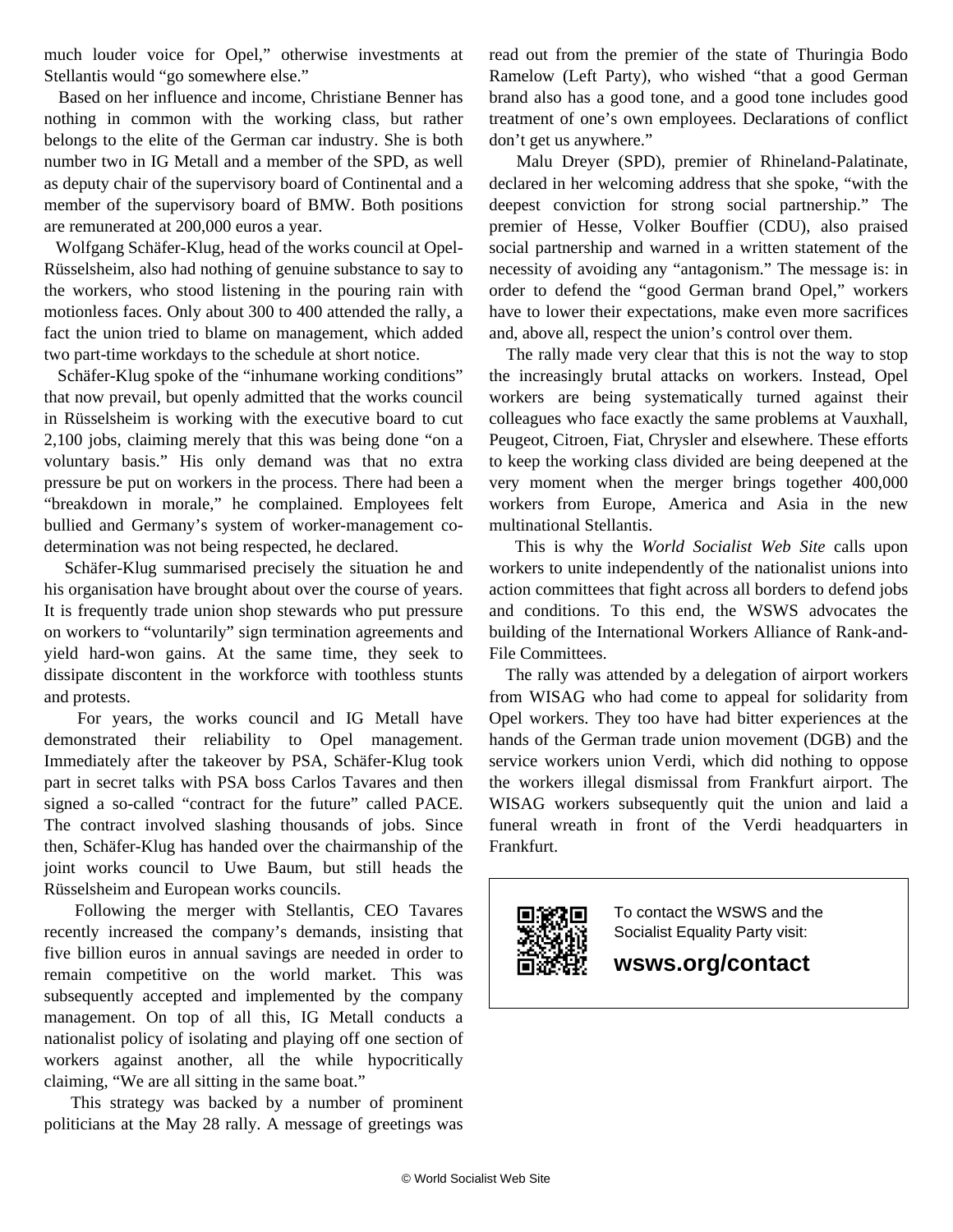much louder voice for Opel," otherwise investments at Stellantis would "go somewhere else."

Based on her influence and income, Christiane Benner has nothing in common with the working class, but rather belongs to the elite of the German car industry. She is both number two in IG Metall and a member of the SPD, as well as deputy chair of the supervisory board of Continental and a member of the supervisory board of BMW. Both positions are remunerated at 200,000 euros a year.

Wolfgang Schäfer-Klug, head of the works council at Opel-Rüsselsheim, also had nothing of genuine substance to say to the workers, who stood listening in the pouring rain with motionless faces. Only about 300 to 400 attended the rally, a fact the union tried to blame on management, which added two part-time workdays to the schedule at short notice.

Schäfer-Klug spoke of the "inhumane working conditions" that now prevail, but openly admitted that the works council in Rüsselsheim is working with the executive board to cut 2,100 jobs, claiming merely that this was being done "on a voluntary basis." His only demand was that no extra pressure be put on workers in the process. There had been a "breakdown in morale," he complained. Employees felt bullied and Germany's system of worker-management co-determination was not being respected, he declared.

Schäfer-Klug summarised precisely the situation he and his organisation have brought about over the course of years. It is frequently trade union shop stewards who put pressure on workers to "voluntarily" sign termination agreements and yield hard-won gains. At the same time, they seek to dissipate discontent in the workforce with toothless stunts and protests.

For years, the works council and IG Metall have demonstrated their reliability to Opel management. Immediately after the takeover by PSA, Schäfer-Klug took part in secret talks with PSA boss Carlos Tavares and then signed a so-called "contract for the future" called PACE. The contract involved slashing thousands of jobs. Since then, Schäfer-Klug has handed over the chairmanship of the joint works council to Uwe Baum, but still heads the Rüsselsheim and European works councils.

Following the merger with Stellantis, CEO Tavares recently increased the company's demands, insisting that five billion euros in annual savings are needed in order to remain competitive on the world market. This was subsequently accepted and implemented by the company management. On top of all this, IG Metall conducts a nationalist policy of isolating and playing off one section of workers against another, all the while hypocritically claiming, "We are all sitting in the same boat."

This strategy was backed by a number of prominent politicians at the May 28 rally. A message of greetings was read out from the premier of the state of Thuringia Bodo Ramelow (Left Party), who wished "that a good German brand also has a good tone, and a good tone includes good treatment of one's own employees. Declarations of conflict don't get us anywhere."

Malu Dreyer (SPD), premier of Rhineland-Palatinate, declared in her welcoming address that she spoke, "with the deepest conviction for strong social partnership." The premier of Hesse, Volker Bouffier (CDU), also praised social partnership and warned in a written statement of the necessity of avoiding any "antagonism." The message is: in order to defend the "good German brand Opel," workers have to lower their expectations, make even more sacrifices and, above all, respect the union's control over them.

The rally made very clear that this is not the way to stop the increasingly brutal attacks on workers. Instead, Opel workers are being systematically turned against their colleagues who face exactly the same problems at Vauxhall, Peugeot, Citroen, Fiat, Chrysler and elsewhere. These efforts to keep the working class divided are being deepened at the very moment when the merger brings together 400,000 workers from Europe, America and Asia in the new multinational Stellantis.

This is why the *World Socialist Web Site* calls upon workers to unite independently of the nationalist unions into action committees that fight across all borders to defend jobs and conditions. To this end, the WSWS advocates the building of the International Workers Alliance of Rank-and-File Committees.

The rally was attended by a delegation of airport workers from WISAG who had come to appeal for solidarity from Opel workers. They too have had bitter experiences at the hands of the German trade union movement (DGB) and the service workers union Verdi, which did nothing to oppose the workers illegal dismissal from Frankfurt airport. The WISAG workers subsequently quit the union and laid a funeral wreath in front of the Verdi headquarters in Frankfurt.

To contact the WSWS and the Socialist Equality Party visit:

**wsws.org/contact**